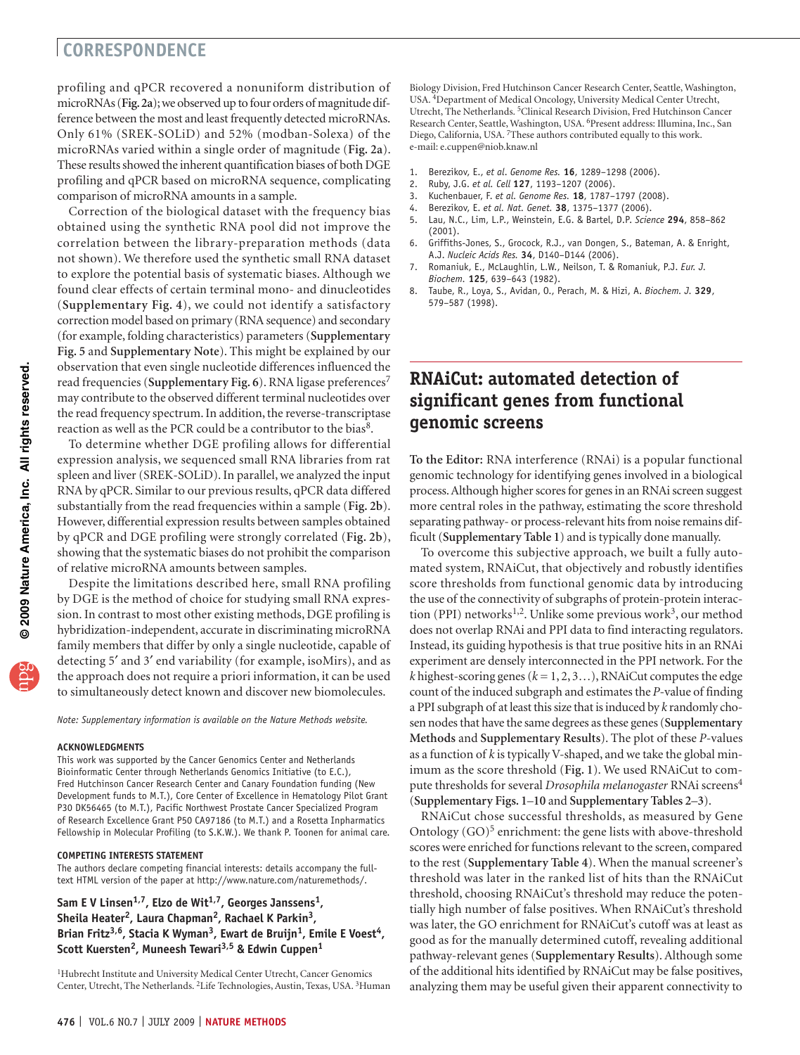profiling and qPCR recovered a nonuniform distribution of microRNAs (**Fig. 2a**); we observed up to four orders of magnitude difference between the most and least frequently detected microRNAs. Only 61% (SREK-SOLiD) and 52% (modban-Solexa) of the microRNAs varied within a single order of magnitude (**Fig. 2a**). These results showed the inherent quantification biases of both DGE profiling and qPCR based on microRNA sequence, complicating comparison of microRNA amounts in a sample.

Correction of the biological dataset with the frequency bias obtained using the synthetic RNA pool did not improve the correlation between the library-preparation methods (data not shown). We therefore used the synthetic small RNA dataset to explore the potential basis of systematic biases. Although we found clear effects of certain terminal mono- and dinucleotides (**Supplementary Fig. 4**), we could not identify a satisfactory correction model based on primary (RNA sequence) and secondary (for example, folding characteristics) parameters (**Supplementary Fig. 5** and **Supplementary Note**). This might be explained by our observation that even single nucleotide differences influenced the read frequencies (**Supplementary Fig. 6**). RNA ligase preferences[7] may contribute to the observed different terminal nucleotides over the read frequency spectrum. In addition, the reverse-transcriptase reaction as well as the PCR could be a contributor to the bias[8].

To determine whether DGE profiling allows for differential expression analysis, we sequenced small RNA libraries from rat spleen and liver (SREK-SOLiD). In parallel, we analyzed the input RNA by qPCR. Similar to our previous results, qPCR data differed substantially from the read frequencies within a sample (**Fig. 2b**). However, differential expression results between samples obtained by qPCR and DGE profiling were strongly correlated (**Fig. 2b**), showing that the systematic biases do not prohibit the comparison of relative microRNA amounts between samples.

Despite the limitations described here, small RNA profiling by DGE is the method of choice for studying small RNA expression. In contrast to most other existing methods, DGE profiling is hybridization-independent, accurate in discriminating microRNA family members that differ by only a single nucleotide, capable of detecting 5′ and 3′ end variability (for example, isoMirs), and as the approach does not require a priori information, it can be used to simultaneously detect known and discover new biomolecules.

*Note: Supplementary information is available on the Nature Methods website.*

#### ACKNOWLEDGMENTS

This work was supported by the Cancer Genomics Center and Netherlands Bioinformatic Center through Netherlands Genomics Initiative (to E.C.), Fred Hutchinson Cancer Research Center and Canary Foundation funding (New Development funds to M.T.), Core Center of Excellence in Hematology Pilot Grant P30 DK56465 (to M.T.), Pacific Northwest Prostate Cancer Specialized Program of Research Excellence Grant P50 CA97186 (to M.T.) and a Rosetta Inpharmatics Fellowship in Molecular Profiling (to S.K.W.). We thank P. Toonen for animal care.

#### COMPETING INTERESTS STATEMENT

The authors declare competing financial interests: details accompany the full-text HTML version of the paper at http://www.nature.com/naturemethods/.

**Sam E V Linsen[1,7], Elzo de Wit[1,7], Georges Janssens[1], Sheila Heater[2], Laura Chapman[2], Rachael K Parkin[3], Brian Fritz[3,6], Stacia K Wyman[3], Ewart de Bruijn[1], Emile E Voest[4], Scott Kuersten[2], Muneesh Tewari[3,5] & Edwin Cuppen[1]**

[1]Hubrecht Institute and University Medical Center Utrecht, Cancer Genomics Center, Utrecht, The Netherlands. [2]Life Technologies, Austin, Texas, USA. [3]Human Biology Division, Fred Hutchinson Cancer Research Center, Seattle, Washington, USA. [4]Department of Medical Oncology, University Medical Center Utrecht, Utrecht, The Netherlands. [5]Clinical Research Division, Fred Hutchinson Cancer Research Center, Seattle, Washington, USA. [6]Present address: Illumina, Inc., San Diego, California, USA. [7]These authors contributed equally to this work. e-mail: e.cuppen@niob.knaw.nl

1. Berezikov, E., *et al. Genome Res.* **16**, 1289–1298 (2006).
2. Ruby, J.G. *et al. Cell* **127**, 1193–1207 (2006).
3. Kuchenbauer, F. *et al. Genome Res.* **18**, 1787–1797 (2008).
4. Berezikov, E. *et al. Nat. Genet.* **38**, 1375–1377 (2006).
5. Lau, N.C., Lim, L.P., Weinstein, E.G. & Bartel, D.P. *Science* **294**, 858–862 (2001).
6. Griffiths-Jones, S., Grocock, R.J., van Dongen, S., Bateman, A. & Enright, A.J. *Nucleic Acids Res.* **34**, D140–D144 (2006).
7. Romaniuk, E., McLaughlin, L.W., Neilson, T. & Romaniuk, P.J. *Eur. J. Biochem.* **125**, 639–643 (1982).
8. Taube, R., Loya, S., Avidan, O., Perach, M. & Hizi, A. *Biochem. J.* **329**, 579–587 (1998).

## RNAiCut: automated detection of significant genes from functional genomic screens

**To the Editor:** RNA interference (RNAi) is a popular functional genomic technology for identifying genes involved in a biological process. Although higher scores for genes in an RNAi screen suggest more central roles in the pathway, estimating the score threshold separating pathway- or process-relevant hits from noise remains difficult (**Supplementary Table 1**) and is typically done manually.

To overcome this subjective approach, we built a fully automated system, RNAiCut, that objectively and robustly identifies score thresholds from functional genomic data by introducing the use of the connectivity of subgraphs of protein-protein interaction (PPI) networks[1,2]. Unlike some previous work[3], our method does not overlap RNAi and PPI data to find interacting regulators. Instead, its guiding hypothesis is that true positive hits in an RNAi experiment are densely interconnected in the PPI network. For the $k$ highest-scoring genes ($k = 1, 2, 3\ldots$), RNAiCut computes the edge count of the induced subgraph and estimates the $P$-value of finding a PPI subgraph of at least this size that is induced by $k$ randomly chosen nodes that have the same degrees as these genes (**Supplementary Methods** and **Supplementary Results**). The plot of these $P$-values as a function of $k$ is typically V-shaped, and we take the global minimum as the score threshold (**Fig. 1**). We used RNAiCut to compute thresholds for several *Drosophila melanogaster* RNAi screens[4] (**Supplementary Figs. 1–10** and **Supplementary Tables 2–3**).

RNAiCut chose successful thresholds, as measured by Gene Ontology (GO)[5] enrichment: the gene lists with above-threshold scores were enriched for functions relevant to the screen, compared to the rest (**Supplementary Table 4**). When the manual screener's threshold was later in the ranked list of hits than the RNAiCut threshold, choosing RNAiCut's threshold may reduce the potentially high number of false positives. When RNAiCut's threshold was later, the GO enrichment for RNAiCut's cutoff was at least as good as for the manually determined cutoff, revealing additional pathway-relevant genes (**Supplementary Results**). Although some of the additional hits identified by RNAiCut may be false positives, analyzing them may be useful given their apparent connectivity to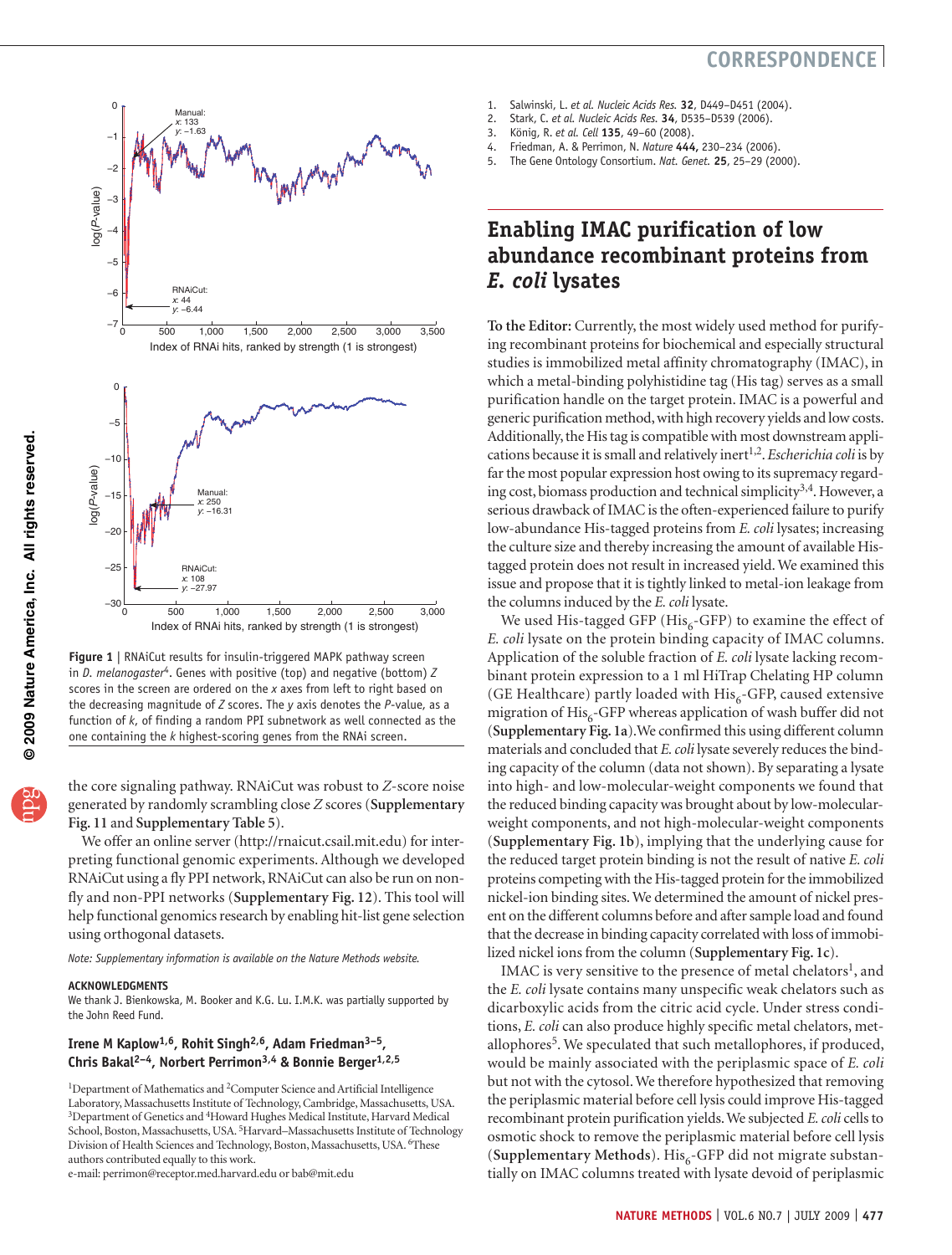0
−1
−2
−3
−4
−5
−6
−7
log(P-value)
Manual:
x: 133
y: −1.63
RNAiCut:
x: 44
y: −6.44
0
500
1,000
1,500
2,000
2,500
3,000
3,500
Index of RNAi hits, ranked by strength (1 is strongest)

0
−5
−10
−15
−20
−25
−30
log(P-value)
Manual:
x: 250
y: −16.31
RNAiCut:
x: 108
y: −27.97
0
500
1,000
1,500
2,000
2,500
3,000
Index of RNAi hits, ranked by strength (1 is strongest)

**Figure 1** | RNAiCut results for insulin-triggered MAPK pathway screen in *D. melanogaster*[4]. Genes with positive (top) and negative (bottom) *Z* scores in the screen are ordered on the *x* axes from left to right based on the decreasing magnitude of *Z* scores. The *y* axis denotes the *P*-value, as a function of *k*, of finding a random PPI subnetwork as well connected as the one containing the *k* highest-scoring genes from the RNAi screen.

the core signaling pathway. RNAiCut was robust to *Z*-score noise generated by randomly scrambling close *Z* scores (**Supplementary Fig. 11** and **Supplementary Table 5**).

We offer an online server (http://rnaicut.csail.mit.edu) for interpreting functional genomic experiments. Although we developed RNAiCut using a fly PPI network, RNAiCut can also be run on non-fly and non-PPI networks (**Supplementary Fig. 12**). This tool will help functional genomics research by enabling hit-list gene selection using orthogonal datasets.

*Note: Supplementary information is available on the Nature Methods website.*

**ACKNOWLEDGMENTS**

We thank J. Bienkowska, M. Booker and K.G. Lu. I.M.K. was partially supported by the John Reed Fund.

**Irene M Kaplow[1,6], Rohit Singh[2,6], Adam Friedman[3–5], Chris Bakal[2–4], Norbert Perrimon[3,4] & Bonnie Berger[1,2,5]**

[1]Department of Mathematics and [2]Computer Science and Artificial Intelligence Laboratory, Massachusetts Institute of Technology, Cambridge, Massachusetts, USA. [3]Department of Genetics and [4]Howard Hughes Medical Institute, Harvard Medical School, Boston, Massachusetts, USA. [5]Harvard–Massachusetts Institute of Technology Division of Health Sciences and Technology, Boston, Massachusetts, USA. [6]These authors contributed equally to this work.
e-mail: perrimon@receptor.med.harvard.edu or bab@mit.edu

1. Salwinski, L. *et al. Nucleic Acids Res.* **32**, D449–D451 (2004).
2. Stark, C. *et al. Nucleic Acids Res.* **34**, D535–D539 (2006).
3. König, R. *et al. Cell* **135**, 49–60 (2008).
4. Friedman, A. & Perrimon, N. *Nature* **444**, 230–234 (2006).
5. The Gene Ontology Consortium. *Nat. Genet.* **25**, 25–29 (2000).

# Enabling IMAC purification of low abundance recombinant proteins from *E. coli* lysates

**To the Editor:** Currently, the most widely used method for purifying recombinant proteins for biochemical and especially structural studies is immobilized metal affinity chromatography (IMAC), in which a metal-binding polyhistidine tag (His tag) serves as a small purification handle on the target protein. IMAC is a powerful and generic purification method, with high recovery yields and low costs. Additionally, the His tag is compatible with most downstream applications because it is small and relatively inert[1,2]. *Escherichia coli* is by far the most popular expression host owing to its supremacy regarding cost, biomass production and technical simplicity[3,4]. However, a serious drawback of IMAC is the often-experienced failure to purify low-abundance His-tagged proteins from *E. coli* lysates; increasing the culture size and thereby increasing the amount of available His-tagged protein does not result in increased yield. We examined this issue and propose that it is tightly linked to metal-ion leakage from the columns induced by the *E. coli* lysate.

We used His-tagged GFP ($His_6$-GFP) to examine the effect of *E. coli* lysate on the protein binding capacity of IMAC columns. Application of the soluble fraction of *E. coli* lysate lacking recombinant protein expression to a 1 ml HiTrap Chelating HP column (GE Healthcare) partly loaded with $His_6$-GFP, caused extensive migration of $His_6$-GFP whereas application of wash buffer did not (**Supplementary Fig. 1a**). We confirmed this using different column materials and concluded that *E. coli* lysate severely reduces the binding capacity of the column (data not shown). By separating a lysate into high- and low-molecular-weight components we found that the reduced binding capacity was brought about by low-molecular-weight components, and not high-molecular-weight components (**Supplementary Fig. 1b**), implying that the underlying cause for the reduced target protein binding is not the result of native *E. coli* proteins competing with the His-tagged protein for the immobilized nickel-ion binding sites. We determined the amount of nickel present on the different columns before and after sample load and found that the decrease in binding capacity correlated with loss of immobilized nickel ions from the column (**Supplementary Fig. 1c**).

IMAC is very sensitive to the presence of metal chelators[1], and the *E. coli* lysate contains many unspecific weak chelators such as dicarboxylic acids from the citric acid cycle. Under stress conditions, *E. coli* can also produce highly specific metal chelators, metallophores[5]. We speculated that such metallophores, if produced, would be mainly associated with the periplasmic space of *E. coli* but not with the cytosol. We therefore hypothesized that removing the periplasmic material before cell lysis could improve His-tagged recombinant protein purification yields. We subjected *E. coli* cells to osmotic shock to remove the periplasmic material before cell lysis (**Supplementary Methods**). $His_6$-GFP did not migrate substantially on IMAC columns treated with lysate devoid of periplasmic